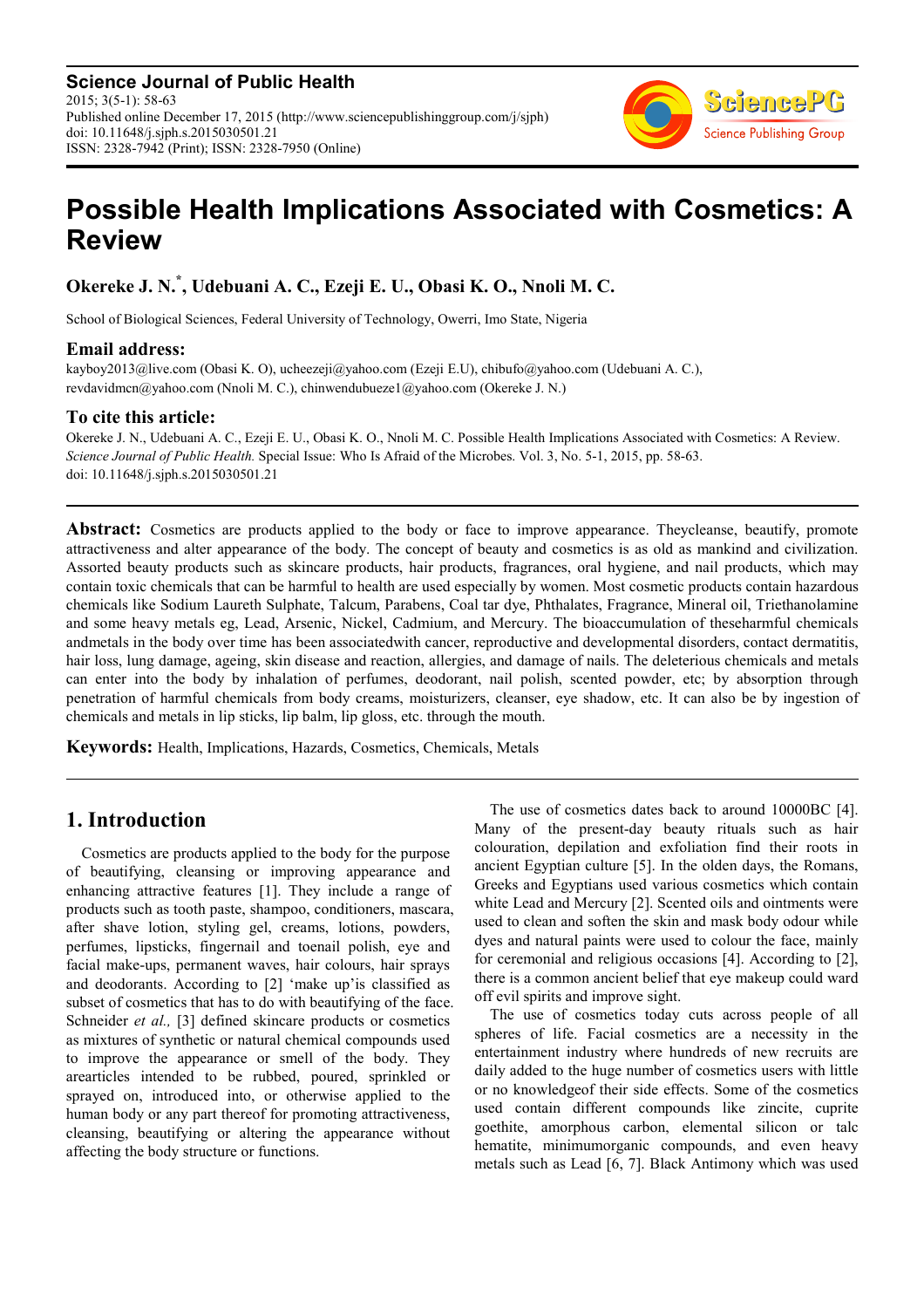Science Journal of Public Health
2015; 3(5-1): 58-63
Published online December 17, 2015 (http://www.sciencepublishinggroup.com/j/sjph)
doi: 10.11648/j.sjph.s.2015030501.21
ISSN: 2328-7942 (Print); ISSN: 2328-7950 (Online)

# Possible Health Implications Associated with Cosmetics: A Review

**Okereke J. N.*, Udebuani A. C., Ezeji E. U., Obasi K. O., Nnoli M. C.**

School of Biological Sciences, Federal University of Technology, Owerri, Imo State, Nigeria

## Email address:

kayboy2013@live.com (Obasi K. O), ucheezeji@yahoo.com (Ezeji E.U), chibufo@yahoo.com (Udebuani A. C.), revdavidmcn@yahoo.com (Nnoli M. C.), chinwendubueze1@yahoo.com (Okereke J. N.)

## To cite this article:

Okereke J. N., Udebuani A. C., Ezeji E. U., Obasi K. O., Nnoli M. C. Possible Health Implications Associated with Cosmetics: A Review. *Science Journal of Public Health.* Special Issue: Who Is Afraid of the Microbes. Vol. 3, No. 5-1, 2015, pp. 58-63. doi: 10.11648/j.sjph.s.2015030501.21

---

**Abstract:** Cosmetics are products applied to the body or face to improve appearance. Theycleanse, beautify, promote attractiveness and alter appearance of the body. The concept of beauty and cosmetics is as old as mankind and civilization. Assorted beauty products such as skincare products, hair products, fragrances, oral hygiene, and nail products, which may contain toxic chemicals that can be harmful to health are used especially by women. Most cosmetic products contain hazardous chemicals like Sodium Laureth Sulphate, Talcum, Parabens, Coal tar dye, Phthalates, Fragrance, Mineral oil, Triethanolamine and some heavy metals eg, Lead, Arsenic, Nickel, Cadmium, and Mercury. The bioaccumulation of theseharmful chemicals andmetals in the body over time has been associatedwith cancer, reproductive and developmental disorders, contact dermatitis, hair loss, lung damage, ageing, skin disease and reaction, allergies, and damage of nails. The deleterious chemicals and metals can enter into the body by inhalation of perfumes, deodorant, nail polish, scented powder, etc; by absorption through penetration of harmful chemicals from body creams, moisturizers, cleanser, eye shadow, etc. It can also be by ingestion of chemicals and metals in lip sticks, lip balm, lip gloss, etc. through the mouth.

**Keywords:** Health, Implications, Hazards, Cosmetics, Chemicals, Metals

---

## 1. Introduction

Cosmetics are products applied to the body for the purpose of beautifying, cleansing or improving appearance and enhancing attractive features [1]. They include a range of products such as tooth paste, shampoo, conditioners, mascara, after shave lotion, styling gel, creams, lotions, powders, perfumes, lipsticks, fingernail and toenail polish, eye and facial make-ups, permanent waves, hair colours, hair sprays and deodorants. According to [2] 'make up'is classified as subset of cosmetics that has to do with beautifying of the face. Schneider *et al.,* [3] defined skincare products or cosmetics as mixtures of synthetic or natural chemical compounds used to improve the appearance or smell of the body. They arearticles intended to be rubbed, poured, sprinkled or sprayed on, introduced into, or otherwise applied to the human body or any part thereof for promoting attractiveness, cleansing, beautifying or altering the appearance without affecting the body structure or functions.

The use of cosmetics dates back to around 10000BC [4]. Many of the present-day beauty rituals such as hair colouration, depilation and exfoliation find their roots in ancient Egyptian culture [5]. In the olden days, the Romans, Greeks and Egyptians used various cosmetics which contain white Lead and Mercury [2]. Scented oils and ointments were used to clean and soften the skin and mask body odour while dyes and natural paints were used to colour the face, mainly for ceremonial and religious occasions [4]. According to [2], there is a common ancient belief that eye makeup could ward off evil spirits and improve sight.

The use of cosmetics today cuts across people of all spheres of life. Facial cosmetics are a necessity in the entertainment industry where hundreds of new recruits are daily added to the huge number of cosmetics users with little or no knowledgeof their side effects. Some of the cosmetics used contain different compounds like zincite, cuprite goethite, amorphous carbon, elemental silicon or talc hematite, minimumorganic compounds, and even heavy metals such as Lead [6, 7]. Black Antimony which was used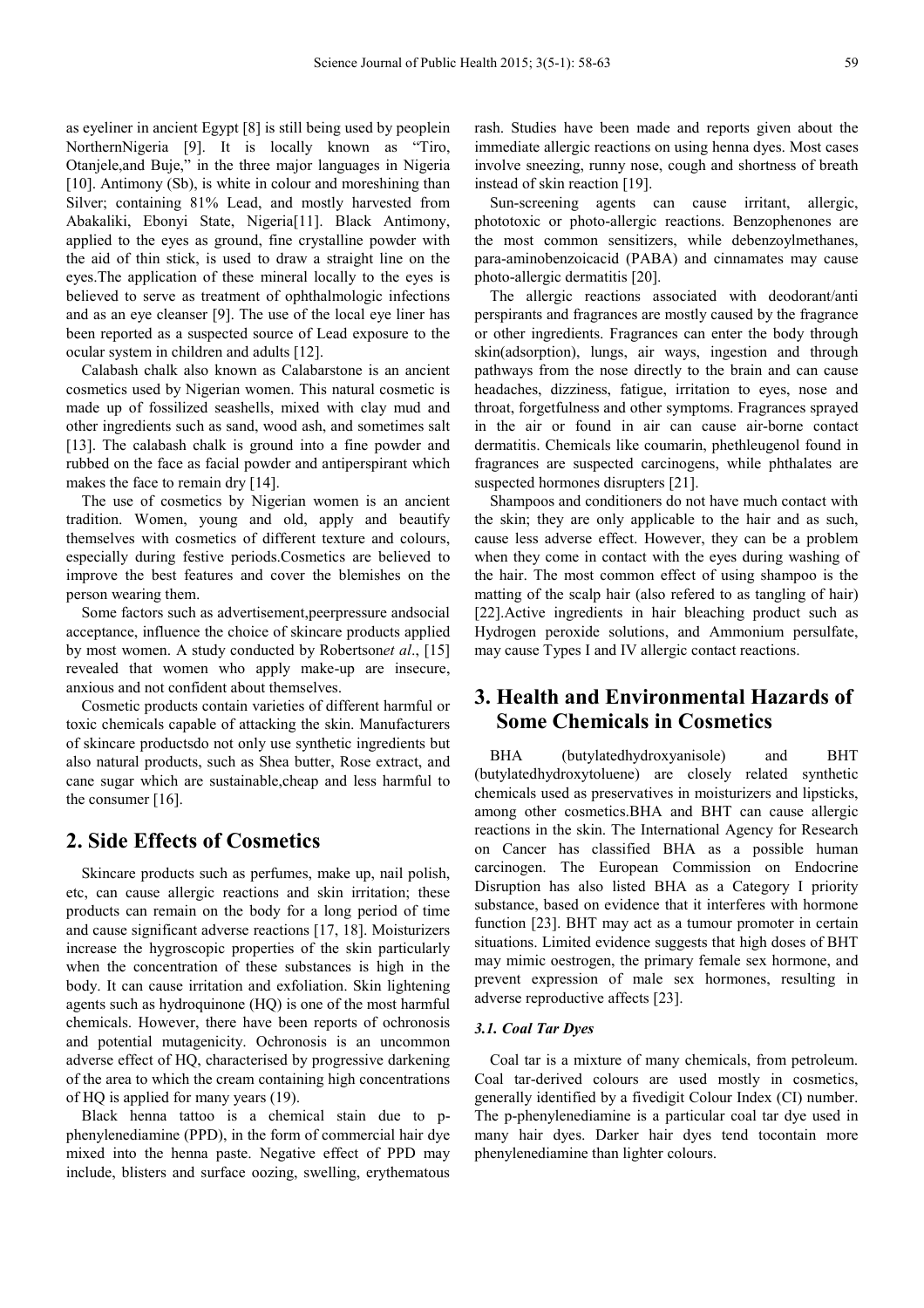as eyeliner in ancient Egypt [8] is still being used by peoplein NorthernNigeria [9]. It is locally known as "Tiro, Otanjele,and Buje," in the three major languages in Nigeria [10]. Antimony (Sb), is white in colour and moreshining than Silver; containing 81% Lead, and mostly harvested from Abakaliki, Ebonyi State, Nigeria[11]. Black Antimony, applied to the eyes as ground, fine crystalline powder with the aid of thin stick, is used to draw a straight line on the eyes.The application of these mineral locally to the eyes is believed to serve as treatment of ophthalmologic infections and as an eye cleanser [9]. The use of the local eye liner has been reported as a suspected source of Lead exposure to the ocular system in children and adults [12].

Calabash chalk also known as Calabarstone is an ancient cosmetics used by Nigerian women. This natural cosmetic is made up of fossilized seashells, mixed with clay mud and other ingredients such as sand, wood ash, and sometimes salt [13]. The calabash chalk is ground into a fine powder and rubbed on the face as facial powder and antiperspirant which makes the face to remain dry [14].

The use of cosmetics by Nigerian women is an ancient tradition. Women, young and old, apply and beautify themselves with cosmetics of different texture and colours, especially during festive periods.Cosmetics are believed to improve the best features and cover the blemishes on the person wearing them.

Some factors such as advertisement,peerpressure andsocial acceptance, influence the choice of skincare products applied by most women. A study conducted by Robertson*et al*., [15] revealed that women who apply make-up are insecure, anxious and not confident about themselves.

Cosmetic products contain varieties of different harmful or toxic chemicals capable of attacking the skin. Manufacturers of skincare productsdo not only use synthetic ingredients but also natural products, such as Shea butter, Rose extract, and cane sugar which are sustainable,cheap and less harmful to the consumer [16].

## 2. Side Effects of Cosmetics

Skincare products such as perfumes, make up, nail polish, etc, can cause allergic reactions and skin irritation; these products can remain on the body for a long period of time and cause significant adverse reactions [17, 18]. Moisturizers increase the hygroscopic properties of the skin particularly when the concentration of these substances is high in the body. It can cause irritation and exfoliation. Skin lightening agents such as hydroquinone (HQ) is one of the most harmful chemicals. However, there have been reports of ochronosis and potential mutagenicity. Ochronosis is an uncommon adverse effect of HQ, characterised by progressive darkening of the area to which the cream containing high concentrations of HQ is applied for many years (19).

Black henna tattoo is a chemical stain due to p-phenylenediamine (PPD), in the form of commercial hair dye mixed into the henna paste. Negative effect of PPD may include, blisters and surface oozing, swelling, erythematous rash. Studies have been made and reports given about the immediate allergic reactions on using henna dyes. Most cases involve sneezing, runny nose, cough and shortness of breath instead of skin reaction [19].

Sun-screening agents can cause irritant, allergic, phototoxic or photo-allergic reactions. Benzophenones are the most common sensitizers, while debenzoylmethanes, para-aminobenzoicacid (PABA) and cinnamates may cause photo-allergic dermatitis [20].

The allergic reactions associated with deodorant/anti perspirants and fragrances are mostly caused by the fragrance or other ingredients. Fragrances can enter the body through skin(adsorption), lungs, air ways, ingestion and through pathways from the nose directly to the brain and can cause headaches, dizziness, fatigue, irritation to eyes, nose and throat, forgetfulness and other symptoms. Fragrances sprayed in the air or found in air can cause air-borne contact dermatitis. Chemicals like coumarin, phethleugenol found in fragrances are suspected carcinogens, while phthalates are suspected hormones disrupters [21].

Shampoos and conditioners do not have much contact with the skin; they are only applicable to the hair and as such, cause less adverse effect. However, they can be a problem when they come in contact with the eyes during washing of the hair. The most common effect of using shampoo is the matting of the scalp hair (also refered to as tangling of hair) [22].Active ingredients in hair bleaching product such as Hydrogen peroxide solutions, and Ammonium persulfate, may cause Types I and IV allergic contact reactions.

## 3. Health and Environmental Hazards of Some Chemicals in Cosmetics

BHA (butylatedhydroxyanisole) and BHT (butylatedhydroxytoluene) are closely related synthetic chemicals used as preservatives in moisturizers and lipsticks, among other cosmetics.BHA and BHT can cause allergic reactions in the skin. The International Agency for Research on Cancer has classified BHA as a possible human carcinogen. The European Commission on Endocrine Disruption has also listed BHA as a Category I priority substance, based on evidence that it interferes with hormone function [23]. BHT may act as a tumour promoter in certain situations. Limited evidence suggests that high doses of BHT may mimic oestrogen, the primary female sex hormone, and prevent expression of male sex hormones, resulting in adverse reproductive affects [23].

### 3.1. Coal Tar Dyes

Coal tar is a mixture of many chemicals, from petroleum. Coal tar-derived colours are used mostly in cosmetics, generally identified by a fivedigit Colour Index (CI) number. The p-phenylenediamine is a particular coal tar dye used in many hair dyes. Darker hair dyes tend tocontain more phenylenediamine than lighter colours.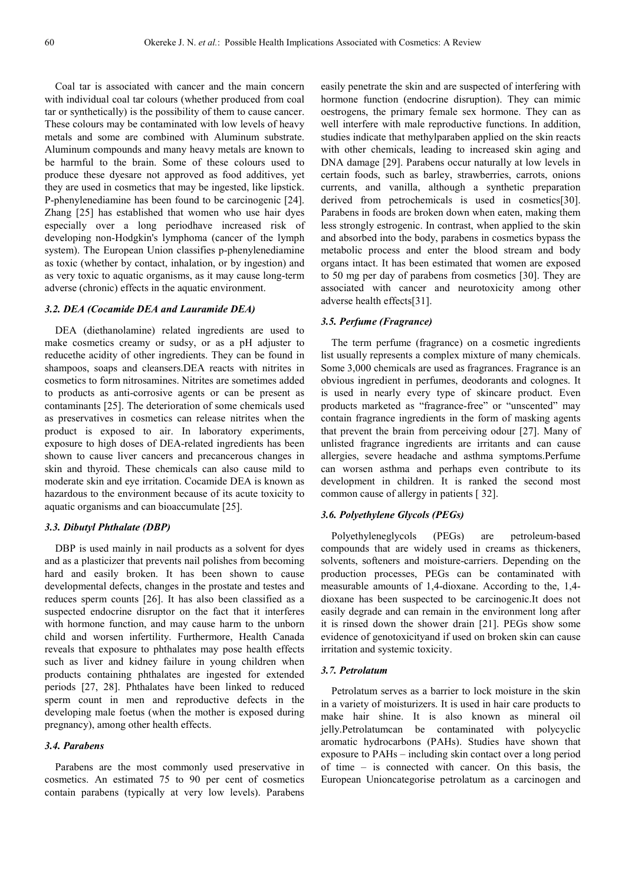Coal tar is associated with cancer and the main concern with individual coal tar colours (whether produced from coal tar or synthetically) is the possibility of them to cause cancer. These colours may be contaminated with low levels of heavy metals and some are combined with Aluminum substrate. Aluminum compounds and many heavy metals are known to be harmful to the brain. Some of these colours used to produce these dyesare not approved as food additives, yet they are used in cosmetics that may be ingested, like lipstick. P-phenylenediamine has been found to be carcinogenic [24]. Zhang [25] has established that women who use hair dyes especially over a long periodhave increased risk of developing non-Hodgkin's lymphoma (cancer of the lymph system). The European Union classifies p-phenylenediamine as toxic (whether by contact, inhalation, or by ingestion) and as very toxic to aquatic organisms, as it may cause long-term adverse (chronic) effects in the aquatic environment.

### *3.2. DEA (Cocamide DEA and Lauramide DEA)*

DEA (diethanolamine) related ingredients are used to make cosmetics creamy or sudsy, or as a pH adjuster to reducethe acidity of other ingredients. They can be found in shampoos, soaps and cleansers.DEA reacts with nitrites in cosmetics to form nitrosamines. Nitrites are sometimes added to products as anti-corrosive agents or can be present as contaminants [25]. The deterioration of some chemicals used as preservatives in cosmetics can release nitrites when the product is exposed to air. In laboratory experiments, exposure to high doses of DEA-related ingredients has been shown to cause liver cancers and precancerous changes in skin and thyroid. These chemicals can also cause mild to moderate skin and eye irritation. Cocamide DEA is known as hazardous to the environment because of its acute toxicity to aquatic organisms and can bioaccumulate [25].

### *3.3. Dibutyl Phthalate (DBP)*

DBP is used mainly in nail products as a solvent for dyes and as a plasticizer that prevents nail polishes from becoming hard and easily broken. It has been shown to cause developmental defects, changes in the prostate and testes and reduces sperm counts [26]. It has also been classified as a suspected endocrine disruptor on the fact that it interferes with hormone function, and may cause harm to the unborn child and worsen infertility. Furthermore, Health Canada reveals that exposure to phthalates may pose health effects such as liver and kidney failure in young children when products containing phthalates are ingested for extended periods [27, 28]. Phthalates have been linked to reduced sperm count in men and reproductive defects in the developing male foetus (when the mother is exposed during pregnancy), among other health effects.

### *3.4. Parabens*

Parabens are the most commonly used preservative in cosmetics. An estimated 75 to 90 per cent of cosmetics contain parabens (typically at very low levels). Parabens easily penetrate the skin and are suspected of interfering with hormone function (endocrine disruption). They can mimic oestrogens, the primary female sex hormone. They can as well interfere with male reproductive functions. In addition, studies indicate that methylparaben applied on the skin reacts with other chemicals, leading to increased skin aging and DNA damage [29]. Parabens occur naturally at low levels in certain foods, such as barley, strawberries, carrots, onions currents, and vanilla, although a synthetic preparation derived from petrochemicals is used in cosmetics[30]. Parabens in foods are broken down when eaten, making them less strongly estrogenic. In contrast, when applied to the skin and absorbed into the body, parabens in cosmetics bypass the metabolic process and enter the blood stream and body organs intact. It has been estimated that women are exposed to 50 mg per day of parabens from cosmetics [30]. They are associated with cancer and neurotoxicity among other adverse health effects[31].

### *3.5. Perfume (Fragrance)*

The term perfume (fragrance) on a cosmetic ingredients list usually represents a complex mixture of many chemicals. Some 3,000 chemicals are used as fragrances. Fragrance is an obvious ingredient in perfumes, deodorants and colognes. It is used in nearly every type of skincare product. Even products marketed as "fragrance-free" or "unscented" may contain fragrance ingredients in the form of masking agents that prevent the brain from perceiving odour [27]. Many of unlisted fragrance ingredients are irritants and can cause allergies, severe headache and asthma symptoms.Perfume can worsen asthma and perhaps even contribute to its development in children. It is ranked the second most common cause of allergy in patients [ 32].

### *3.6. Polyethylene Glycols (PEGs)*

Polyethyleneglycols (PEGs) are petroleum-based compounds that are widely used in creams as thickeners, solvents, softeners and moisture-carriers. Depending on the production processes, PEGs can be contaminated with measurable amounts of 1,4-dioxane. According to the, 1,4-dioxane has been suspected to be carcinogenic.It does not easily degrade and can remain in the environment long after it is rinsed down the shower drain [21]. PEGs show some evidence of genotoxicityand if used on broken skin can cause irritation and systemic toxicity.

### *3.7. Petrolatum*

Petrolatum serves as a barrier to lock moisture in the skin in a variety of moisturizers. It is used in hair care products to make hair shine. It is also known as mineral oil jelly.Petrolatumcan be contaminated with polycyclic aromatic hydrocarbons (PAHs). Studies have shown that exposure to PAHs – including skin contact over a long period of time – is connected with cancer. On this basis, the European Unioncategorise petrolatum as a carcinogen and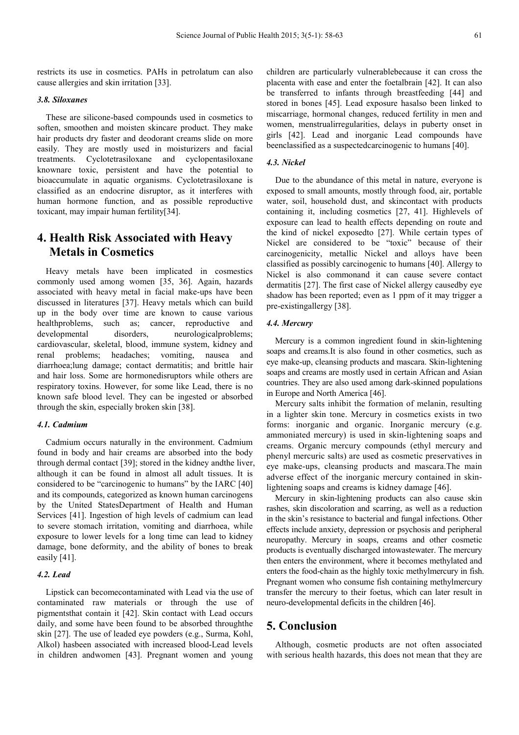restricts its use in cosmetics. PAHs in petrolatum can also cause allergies and skin irritation [33].

### 3.8. Siloxanes

These are silicone-based compounds used in cosmetics to soften, smoothen and moisten skincare product. They make hair products dry faster and deodorant creams slide on more easily. They are mostly used in moisturizers and facial treatments. Cyclotetrasiloxane and cyclopentasiloxane knownare toxic, persistent and have the potential to bioaccumulate in aquatic organisms. Cyclotetrasiloxane is classified as an endocrine disruptor, as it interferes with human hormone function, and as possible reproductive toxicant, may impair human fertility[34].

## 4. Health Risk Associated with Heavy Metals in Cosmetics

Heavy metals have been implicated in cosmestics commonly used among women [35, 36]. Again, hazards associated with heavy metal in facial make-ups have been discussed in literatures [37]. Heavy metals which can build up in the body over time are known to cause various healthproblems, such as; cancer, reproductive and developmental disorders, neurologicalproblems; cardiovascular, skeletal, blood, immune system, kidney and renal problems; headaches; vomiting, nausea and diarrhoea;lung damage; contact dermatitis; and brittle hair and hair loss. Some are hormonedisruptors while others are respiratory toxins. However, for some like Lead, there is no known safe blood level. They can be ingested or absorbed through the skin, especially broken skin [38].

### 4.1. Cadmium

Cadmium occurs naturally in the environment. Cadmium found in body and hair creams are absorbed into the body through dermal contact [39]; stored in the kidney andthe liver, although it can be found in almost all adult tissues. It is considered to be "carcinogenic to humans" by the IARC [40] and its compounds, categorized as known human carcinogens by the United StatesDepartment of Health and Human Services [41]. Ingestion of high levels of cadmium can lead to severe stomach irritation, vomiting and diarrhoea, while exposure to lower levels for a long time can lead to kidney damage, bone deformity, and the ability of bones to break easily [41].

### 4.2. Lead

Lipstick can becomecontaminated with Lead via the use of contaminated raw materials or through the use of pigmentsthat contain it [42]. Skin contact with Lead occurs daily, and some have been found to be absorbed throughthe skin [27]. The use of leaded eye powders (e.g., Surma, Kohl, Alkol) hasbeen associated with increased blood-Lead levels in children andwomen [43]. Pregnant women and young children are particularly vulnerablebecause it can cross the placenta with ease and enter the foetalbrain [42]. It can also be transferred to infants through breastfeeding [44] and stored in bones [45]. Lead exposure hasalso been linked to miscarriage, hormonal changes, reduced fertility in men and women, menstrualirregularities, delays in puberty onset in girls [42]. Lead and inorganic Lead compounds have beenclassified as a suspectedcarcinogenic to humans [40].

### 4.3. Nickel

Due to the abundance of this metal in nature, everyone is exposed to small amounts, mostly through food, air, portable water, soil, household dust, and skincontact with products containing it, including cosmetics [27, 41]. Highlevels of exposure can lead to health effects depending on route and the kind of nickel exposedto [27]. While certain types of Nickel are considered to be "toxic" because of their carcinogenicity, metallic Nickel and alloys have been classified as possibly carcinogenic to humans [40]. Allergy to Nickel is also commonand it can cause severe contact dermatitis [27]. The first case of Nickel allergy causedby eye shadow has been reported; even as 1 ppm of it may trigger a pre-existingallergy [38].

### 4.4. Mercury

Mercury is a common ingredient found in skin-lightening soaps and creams.It is also found in other cosmetics, such as eye make-up, cleansing products and mascara. Skin-lightening soaps and creams are mostly used in certain African and Asian countries. They are also used among dark-skinned populations in Europe and North America [46].

Mercury salts inhibit the formation of melanin, resulting in a lighter skin tone. Mercury in cosmetics exists in two forms: inorganic and organic. Inorganic mercury (e.g. ammoniated mercury) is used in skin-lightening soaps and creams. Organic mercury compounds (ethyl mercury and phenyl mercuric salts) are used as cosmetic preservatives in eye make-ups, cleansing products and mascara.The main adverse effect of the inorganic mercury contained in skin-lightening soaps and creams is kidney damage [46].

Mercury in skin-lightening products can also cause skin rashes, skin discoloration and scarring, as well as a reduction in the skin's resistance to bacterial and fungal infections. Other effects include anxiety, depression or psychosis and peripheral neuropathy. Mercury in soaps, creams and other cosmetic products is eventually discharged intowastewater. The mercury then enters the environment, where it becomes methylated and enters the food-chain as the highly toxic methylmercury in fish. Pregnant women who consume fish containing methylmercury transfer the mercury to their foetus, which can later result in neuro-developmental deficits in the children [46].

## 5. Conclusion

Although, cosmetic products are not often associated with serious health hazards, this does not mean that they are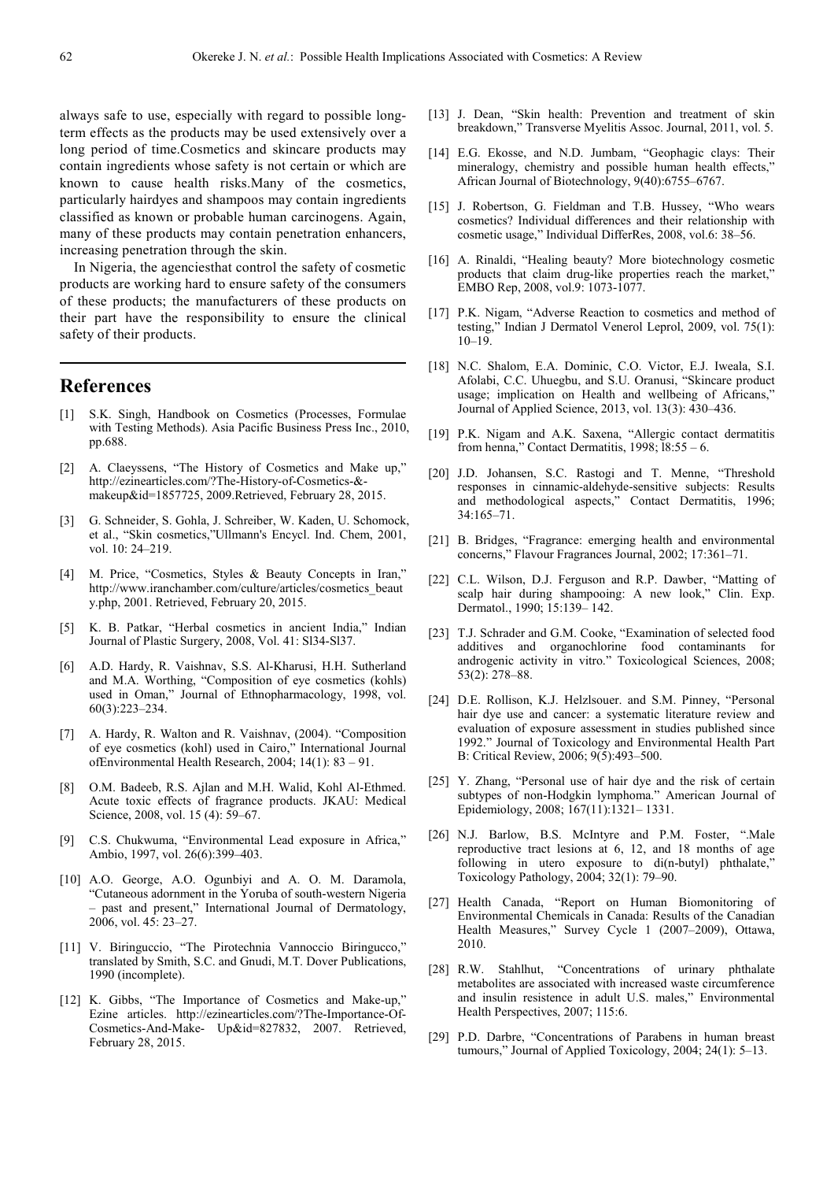always safe to use, especially with regard to possible long-term effects as the products may be used extensively over a long period of time.Cosmetics and skincare products may contain ingredients whose safety is not certain or which are known to cause health risks.Many of the cosmetics, particularly hairdyes and shampoos may contain ingredients classified as known or probable human carcinogens. Again, many of these products may contain penetration enhancers, increasing penetration through the skin.

In Nigeria, the agenciesthat control the safety of cosmetic products are working hard to ensure safety of the consumers of these products; the manufacturers of these products on their part have the responsibility to ensure the clinical safety of their products.

## References

[1] S.K. Singh, Handbook on Cosmetics (Processes, Formulae with Testing Methods). Asia Pacific Business Press Inc., 2010, pp.688.

[2] A. Claeyssens, "The History of Cosmetics and Make up," http://ezinearticles.com/?The-History-of-Cosmetics-&-makeup&id=1857725, 2009.Retrieved, February 28, 2015.

[3] G. Schneider, S. Gohla, J. Schreiber, W. Kaden, U. Schomock, et al., "Skin cosmetics,"Ullmann's Encycl. Ind. Chem, 2001, vol. 10: 24–219.

[4] M. Price, "Cosmetics, Styles & Beauty Concepts in Iran," http://www.iranchamber.com/culture/articles/cosmetics_beauty.php, 2001. Retrieved, February 20, 2015.

[5] K. B. Patkar, "Herbal cosmetics in ancient India," Indian Journal of Plastic Surgery, 2008, Vol. 41: Sl34-Sl37.

[6] A.D. Hardy, R. Vaishnav, S.S. Al-Kharusi, H.H. Sutherland and M.A. Worthing, "Composition of eye cosmetics (kohls) used in Oman," Journal of Ethnopharmacology, 1998, vol. 60(3):223–234.

[7] A. Hardy, R. Walton and R. Vaishnav, (2004). "Composition of eye cosmetics (kohl) used in Cairo," International Journal ofEnvironmental Health Research, 2004; 14(1): 83 – 91.

[8] O.M. Badeeb, R.S. Ajlan and M.H. Walid, Kohl Al-Ethmed. Acute toxic effects of fragrance products. JKAU: Medical Science, 2008, vol. 15 (4): 59–67.

[9] C.S. Chukwuma, "Environmental Lead exposure in Africa," Ambio, 1997, vol. 26(6):399–403.

[10] A.O. George, A.O. Ogunbiyi and A. O. M. Daramola, "Cutaneous adornment in the Yoruba of south-western Nigeria – past and present," International Journal of Dermatology, 2006, vol. 45: 23–27.

[11] V. Biringuccio, "The Pirotechnia Vannoccio Biringucco," translated by Smith, S.C. and Gnudi, M.T. Dover Publications, 1990 (incomplete).

[12] K. Gibbs, "The Importance of Cosmetics and Make-up," Ezine articles. http://ezinearticles.com/?The-Importance-Of-Cosmetics-And-Make- Up&id=827832, 2007. Retrieved, February 28, 2015.

[13] J. Dean, "Skin health: Prevention and treatment of skin breakdown," Transverse Myelitis Assoc. Journal, 2011, vol. 5.

[14] E.G. Ekosse, and N.D. Jumbam, "Geophagic clays: Their mineralogy, chemistry and possible human health effects," African Journal of Biotechnology, 9(40):6755–6767.

[15] J. Robertson, G. Fieldman and T.B. Hussey, "Who wears cosmetics? Individual differences and their relationship with cosmetic usage," Individual DifferRes, 2008, vol.6: 38–56.

[16] A. Rinaldi, "Healing beauty? More biotechnology cosmetic products that claim drug-like properties reach the market," EMBO Rep, 2008, vol.9: 1073-1077.

[17] P.K. Nigam, "Adverse Reaction to cosmetics and method of testing," Indian J Dermatol Venerol Leprol, 2009, vol. 75(1): 10–19.

[18] N.C. Shalom, E.A. Dominic, C.O. Victor, E.J. Iweala, S.I. Afolabi, C.C. Uhuegbu, and S.U. Oranusi, "Skincare product usage; implication on Health and wellbeing of Africans," Journal of Applied Science, 2013, vol. 13(3): 430–436.

[19] P.K. Nigam and A.K. Saxena, "Allergic contact dermatitis from henna," Contact Dermatitis, 1998; l8:55 – 6.

[20] J.D. Johansen, S.C. Rastogi and T. Menne, "Threshold responses in cinnamic-aldehyde-sensitive subjects: Results and methodological aspects," Contact Dermatitis, 1996; 34:165–71.

[21] B. Bridges, "Fragrance: emerging health and environmental concerns," Flavour Fragrances Journal, 2002; 17:361–71.

[22] C.L. Wilson, D.J. Ferguson and R.P. Dawber, "Matting of scalp hair during shampooing: A new look," Clin. Exp. Dermatol., 1990; 15:139– 142.

[23] T.J. Schrader and G.M. Cooke, "Examination of selected food additives and organochlorine food contaminants for androgenic activity in vitro." Toxicological Sciences, 2008; 53(2): 278–88.

[24] D.E. Rollison, K.J. Helzlsouer. and S.M. Pinney, "Personal hair dye use and cancer: a systematic literature review and evaluation of exposure assessment in studies published since 1992." Journal of Toxicology and Environmental Health Part B: Critical Review, 2006; 9(5):493–500.

[25] Y. Zhang, "Personal use of hair dye and the risk of certain subtypes of non-Hodgkin lymphoma." American Journal of Epidemiology, 2008; 167(11):1321– 1331.

[26] N.J. Barlow, B.S. McIntyre and P.M. Foster, ".Male reproductive tract lesions at 6, 12, and 18 months of age following in utero exposure to di(n-butyl) phthalate," Toxicology Pathology, 2004; 32(1): 79–90.

[27] Health Canada, "Report on Human Biomonitoring of Environmental Chemicals in Canada: Results of the Canadian Health Measures," Survey Cycle 1 (2007–2009), Ottawa, 2010.

[28] R.W. Stahlhut, "Concentrations of urinary phthalate metabolites are associated with increased waste circumference and insulin resistence in adult U.S. males," Environmental Health Perspectives, 2007; 115:6.

[29] P.D. Darbre, "Concentrations of Parabens in human breast tumours," Journal of Applied Toxicology, 2004; 24(1): 5–13.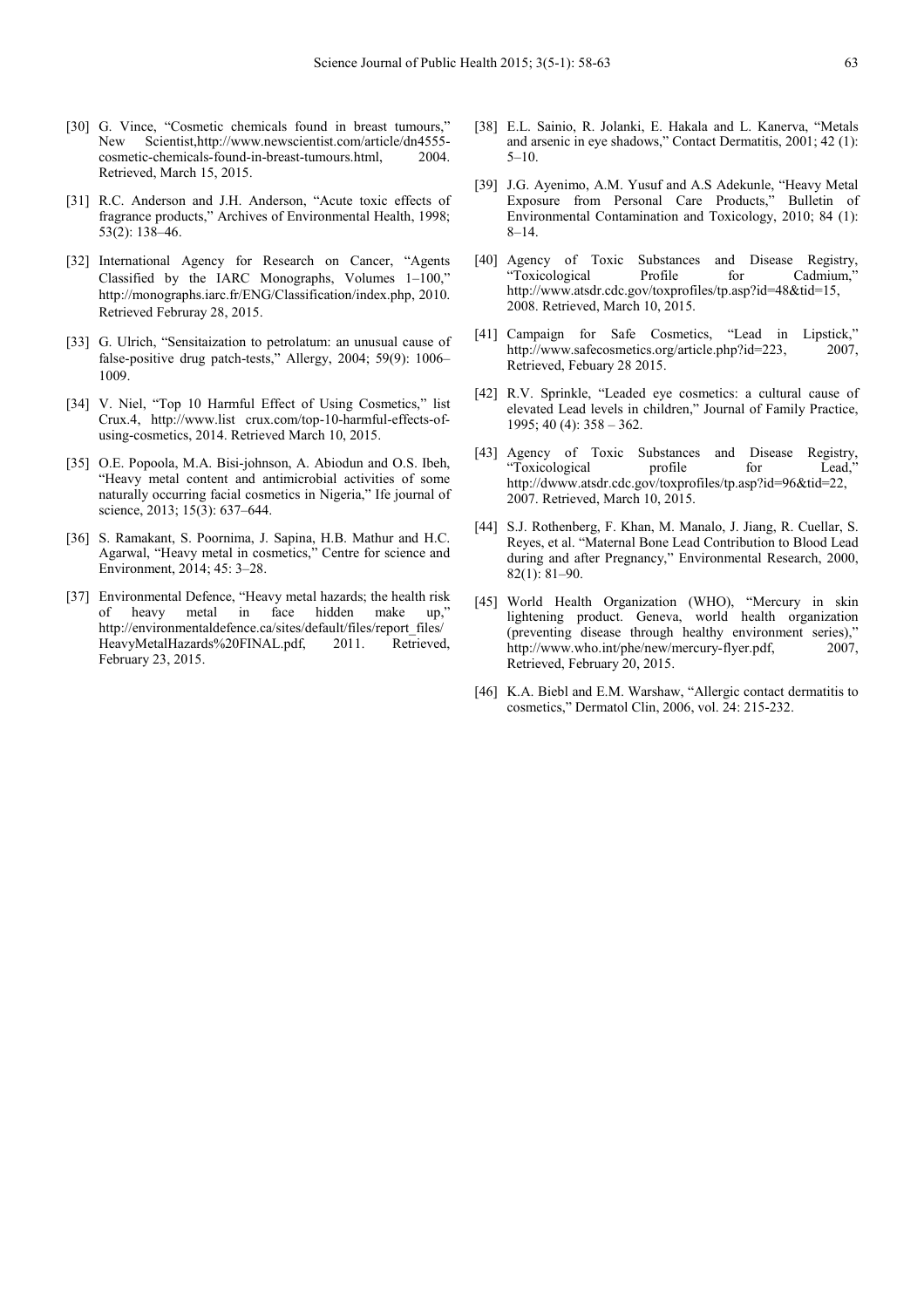[30] G. Vince, "Cosmetic chemicals found in breast tumours," New Scientist,http://www.newscientist.com/article/dn4555-cosmetic-chemicals-found-in-breast-tumours.html, 2004. Retrieved, March 15, 2015.

[31] R.C. Anderson and J.H. Anderson, "Acute toxic effects of fragrance products," Archives of Environmental Health, 1998; 53(2): 138–46.

[32] International Agency for Research on Cancer, "Agents Classified by the IARC Monographs, Volumes 1–100," http://monographs.iarc.fr/ENG/Classification/index.php, 2010. Retrieved Februray 28, 2015.

[33] G. Ulrich, "Sensitaization to petrolatum: an unusual cause of false-positive drug patch-tests," Allergy, 2004; 59(9): 1006–1009.

[34] V. Niel, "Top 10 Harmful Effect of Using Cosmetics," list Crux.4, http://www.list crux.com/top-10-harmful-effects-of-using-cosmetics, 2014. Retrieved March 10, 2015.

[35] O.E. Popoola, M.A. Bisi-johnson, A. Abiodun and O.S. Ibeh, "Heavy metal content and antimicrobial activities of some naturally occurring facial cosmetics in Nigeria," Ife journal of science, 2013; 15(3): 637–644.

[36] S. Ramakant, S. Poornima, J. Sapina, H.B. Mathur and H.C. Agarwal, "Heavy metal in cosmetics," Centre for science and Environment, 2014; 45: 3–28.

[37] Environmental Defence, "Heavy metal hazards; the health risk of heavy metal in face hidden make up," http://environmentaldefence.ca/sites/default/files/report_files/HeavyMetalHazards%20FINAL.pdf, 2011. Retrieved, February 23, 2015.

[38] E.L. Sainio, R. Jolanki, E. Hakala and L. Kanerva, "Metals and arsenic in eye shadows," Contact Dermatitis, 2001; 42 (1): 5–10.

[39] J.G. Ayenimo, A.M. Yusuf and A.S Adekunle, "Heavy Metal Exposure from Personal Care Products," Bulletin of Environmental Contamination and Toxicology, 2010; 84 (1): 8–14.

[40] Agency of Toxic Substances and Disease Registry, "Toxicological Profile for Cadmium," http://www.atsdr.cdc.gov/toxprofiles/tp.asp?id=48&tid=15, 2008. Retrieved, March 10, 2015.

[41] Campaign for Safe Cosmetics, "Lead in Lipstick," http://www.safecosmetics.org/article.php?id=223, 2007, Retrieved, Febuary 28 2015.

[42] R.V. Sprinkle, "Leaded eye cosmetics: a cultural cause of elevated Lead levels in children," Journal of Family Practice, 1995; 40 (4): 358 – 362.

[43] Agency of Toxic Substances and Disease Registry, "Toxicological profile for Lead," http://dwww.atsdr.cdc.gov/toxprofiles/tp.asp?id=96&tid=22, 2007. Retrieved, March 10, 2015.

[44] S.J. Rothenberg, F. Khan, M. Manalo, J. Jiang, R. Cuellar, S. Reyes, et al. "Maternal Bone Lead Contribution to Blood Lead during and after Pregnancy," Environmental Research, 2000, 82(1): 81–90.

[45] World Health Organization (WHO), "Mercury in skin lightening product. Geneva, world health organization (preventing disease through healthy environment series)," http://www.who.int/phe/new/mercury-flyer.pdf, 2007, Retrieved, February 20, 2015.

[46] K.A. Biebl and E.M. Warshaw, "Allergic contact dermatitis to cosmetics," Dermatol Clin, 2006, vol. 24: 215-232.